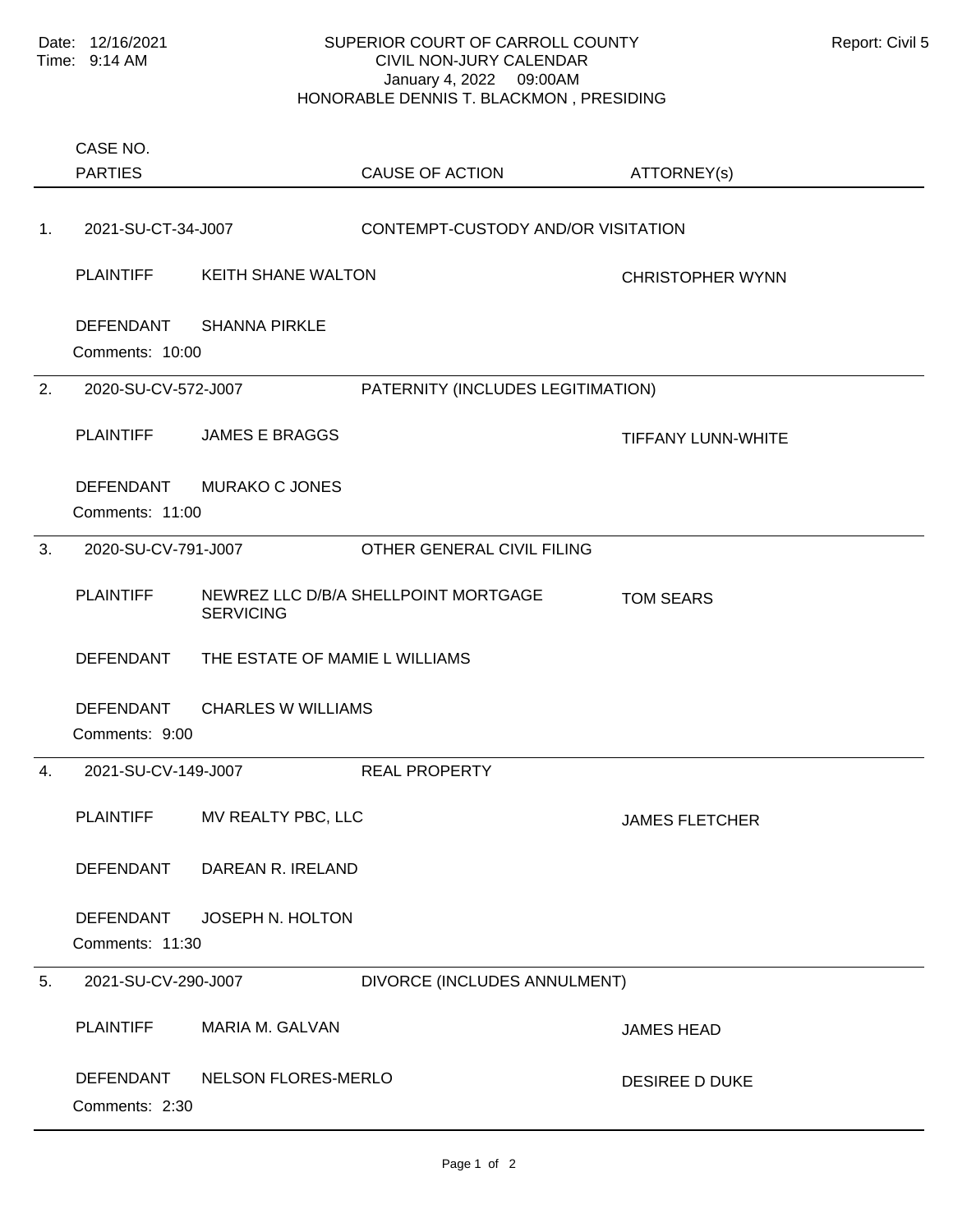Date: 12/16/2021
Time: 9:14 AM

Report: Civil 5

# SUPERIOR COURT OF CARROLL COUNTY
## CIVIL NON-JURY CALENDAR
### January 4, 2022 09:00AM
### HONORABLE DENNIS T. BLACKMON , PRESIDING

| | CASE NO. / PARTIES | | CAUSE OF ACTION | ATTORNEY(s) |
|---|---|---|---|---|
| 1. | 2021-SU-CT-34-J007 | | CONTEMPT-CUSTODY AND/OR VISITATION | |
| | PLAINTIFF | KEITH SHANE WALTON | | CHRISTOPHER WYNN |
| | DEFENDANT | SHANNA PIRKLE | | |
| | Comments: 10:00 | | | |
| 2. | 2020-SU-CV-572-J007 | | PATERNITY (INCLUDES LEGITIMATION) | |
| | PLAINTIFF | JAMES E BRAGGS | | TIFFANY LUNN-WHITE |
| | DEFENDANT | MURAKO C JONES | | |
| | Comments: 11:00 | | | |
| 3. | 2020-SU-CV-791-J007 | | OTHER GENERAL CIVIL FILING | |
| | PLAINTIFF | NEWREZ LLC D/B/A SHELLPOINT MORTGAGE SERVICING | | TOM SEARS |
| | DEFENDANT | THE ESTATE OF MAMIE L WILLIAMS | | |
| | DEFENDANT | CHARLES W WILLIAMS | | |
| | Comments: 9:00 | | | |
| 4. | 2021-SU-CV-149-J007 | | REAL PROPERTY | |
| | PLAINTIFF | MV REALTY PBC, LLC | | JAMES FLETCHER |
| | DEFENDANT | DAREAN R. IRELAND | | |
| | DEFENDANT | JOSEPH N. HOLTON | | |
| | Comments: 11:30 | | | |
| 5. | 2021-SU-CV-290-J007 | | DIVORCE (INCLUDES ANNULMENT) | |
| | PLAINTIFF | MARIA M. GALVAN | | JAMES HEAD |
| | DEFENDANT | NELSON FLORES-MERLO | | DESIREE D DUKE |
| | Comments: 2:30 | | | |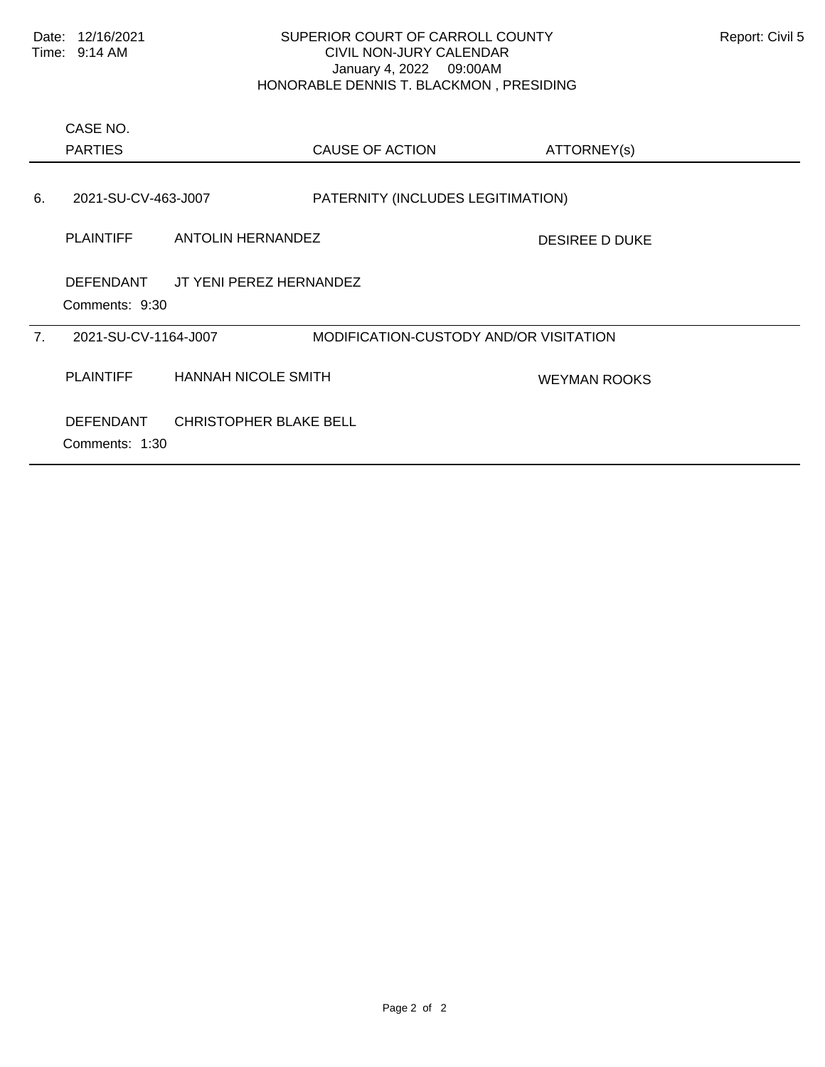Date: 12/16/2021
Time: 9:14 AM

# SUPERIOR COURT OF CARROLL COUNTY
## CIVIL NON-JURY CALENDAR
January 4, 2022 09:00AM
HONORABLE DENNIS T. BLACKMON , PRESIDING

Report: Civil 5

| | CASE NO. / PARTIES | | CAUSE OF ACTION | ATTORNEY(s) |
|---|---|---|---|---|
| 6. | 2021-SU-CV-463-J007 | | PATERNITY (INCLUDES LEGITIMATION) | |
| | PLAINTIFF | ANTOLIN HERNANDEZ | | DESIREE D DUKE |
| | DEFENDANT | JT YENI PEREZ HERNANDEZ | | |
| | Comments: 9:30 | | | |
| 7. | 2021-SU-CV-1164-J007 | | MODIFICATION-CUSTODY AND/OR VISITATION | |
| | PLAINTIFF | HANNAH NICOLE SMITH | | WEYMAN ROOKS |
| | DEFENDANT | CHRISTOPHER BLAKE BELL | | |
| | Comments: 1:30 | | | |